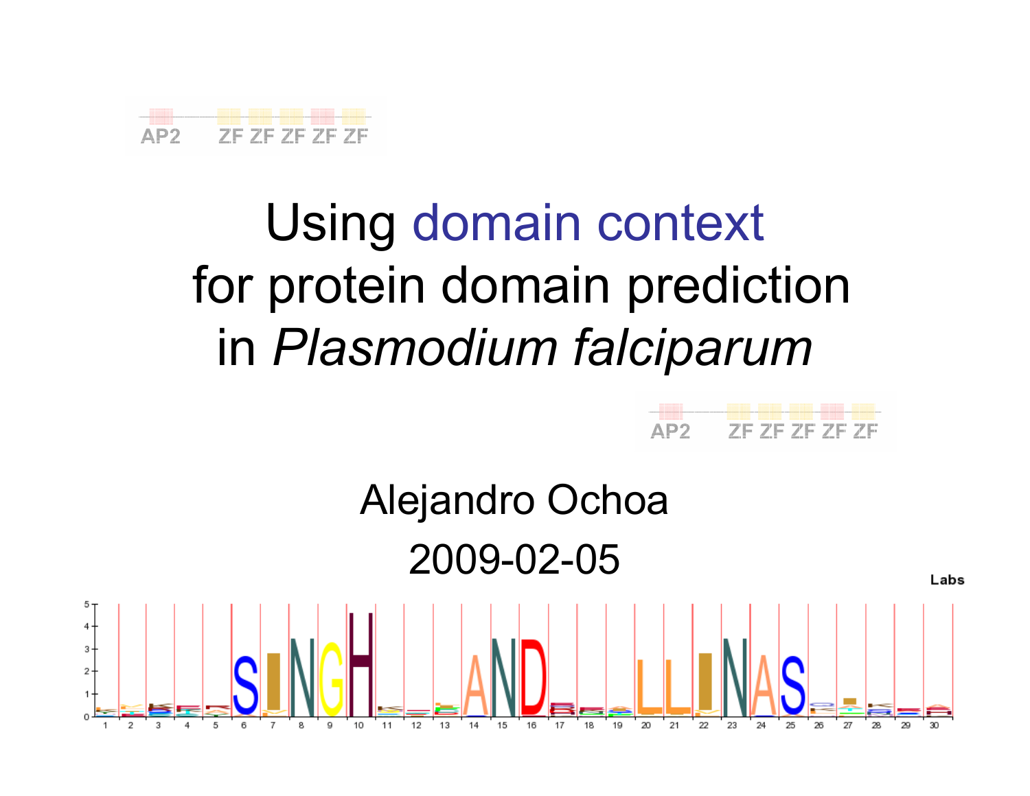# Using domain context for protein domain prediction in *Plasmodium falciparum*

Alejandro Ochoa

2009-02-05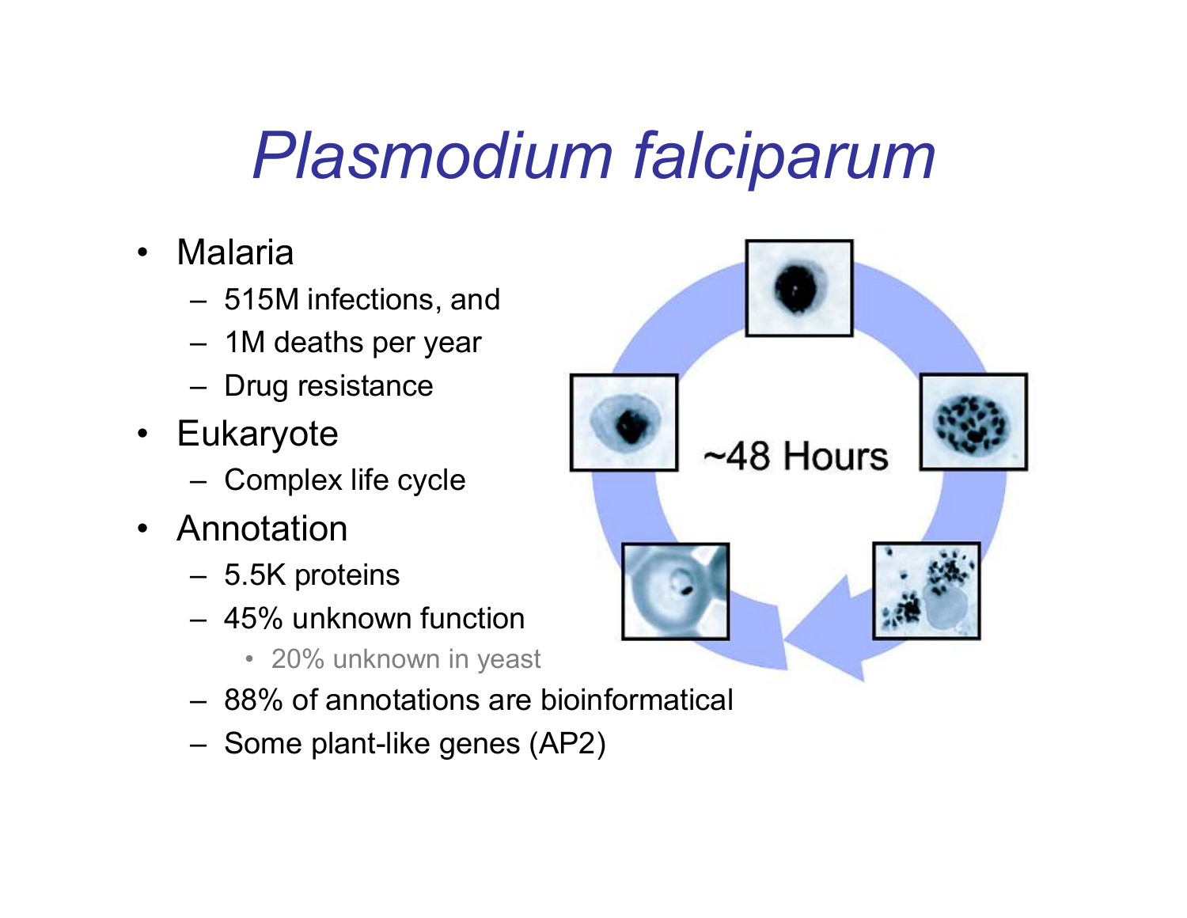# *Plasmodium falciparum*

- Malaria
  - 515M infections, and
  - 1M deaths per year
  - Drug resistance
- Eukaryote
  - Complex life cycle
- Annotation
  - 5.5K proteins
  - 45% unknown function
    - 20% unknown in yeast
  - 88% of annotations are bioinformatical
  - Some plant-like genes (AP2)

~48 Hours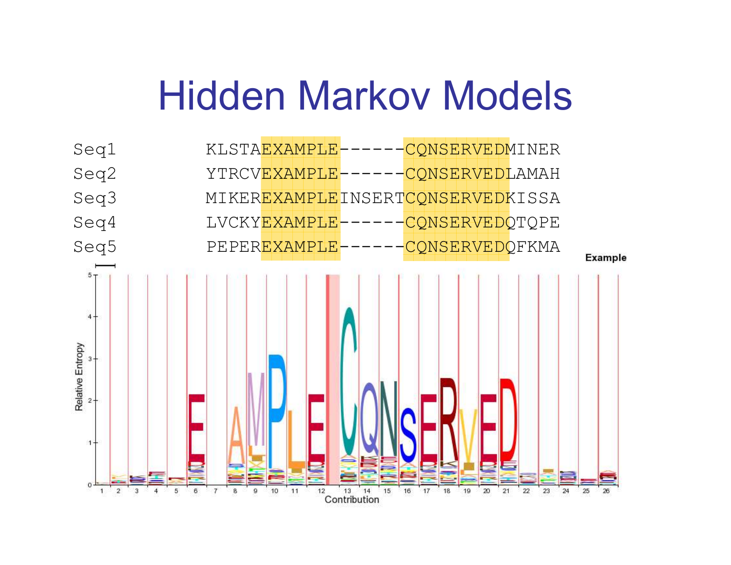# Hidden Markov Models

```
Seq1        KLSTAEXAMPLE------CQNSERVEDMINER
Seq2        YTRCVEXAMPLE------CQNSERVEDLAMAH
Seq3        MIKEREXAMPLEINSERTCQNSERVEDKISSA
Seq4        LVCKYEXAMPLE------CQNSERVEDQTQPE
Seq5        PEPEREXAMPLE------CQNSERVEDQFKMA
```

Example

Relative Entropy

Contribution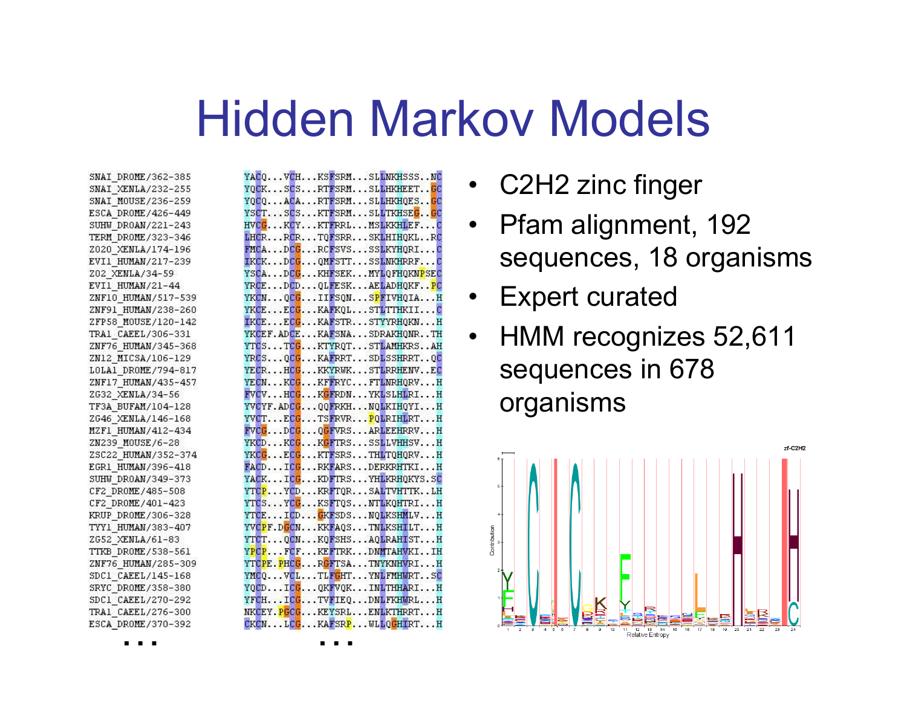# Hidden Markov Models

```
SNAI_DROME/362-385     YACQ...VCH...KSFSRM...SLLNKHSSS..NC
SNAI_XENLA/232-255     YQCK...SCS...RTFSRM...SLLHKHEET..GC
SNAI_MOUSE/236-259     YQCQ...ACA...RTFSRM...SLLHKHQES..GC
ESCA_DROME/426-449     YSCT...SCS...KTFSRM...SLLTKHSEG..GC
SUHW_DROAN/221-243     HVCG...KCY...KTFRRL...MSLKKHLEF...C
TERM_DROME/323-346     LHCR...RCR...TQFSRR...SKLHIHQKL..RC
Z020_XENLA/174-196     FMCA...DCG...RCFSVS...SSLKYHQRI...C
EVI1_HUMAN/217-239     IKCK...DCG...QMFSTT...SSLNKHRRF...C
Z02_XENLA/34-59        YSCA...DCG...KHFSEK...MYLQFHQKNPSEC
EVI1_HUMAN/21-44       YRCE...DCD...QLFESK...AELADHQKF..PC
ZNF10_HUMAN/517-539    YKCN...QCG...IIFSQN...SPFIVHQIA...H
ZNF91_HUMAN/238-260    YKCE...ECG...KAFKQL...STLTTHKII...C
ZFP58_MOUSE/120-142    IKCE...ECG...KAFSTR...STYYRHQKN...H
TRA1_CAEEL/306-331     YKCEF.ADCE...KAFSNA...SDRAKHQNR..TH
ZNF76_HUMAN/345-368    YTCS...TCG...KTYRQT...STLAMHKRS..AH
ZN12_MICSA/106-129     YRCS...QCG...KAFRRT...SDLSSHRRT..QC
LOLA1_DROME/794-817    YECR...HCG...KKYRWK...STLRRHENV..EC
ZNF17_HUMAN/435-457    YECN...KCG...KFFRYC...FTLNRHQRV...H
ZG32_XENLA/34-56       FVCV...HCG...KGFRDN...YKLSLHLRI...H
TF3A_BUFAM/104-128     YVCYF.ADCG...QQFRKH...NQLKIHQYI...H
ZG46_XENLA/146-168     YVCT...ECG...TSFRVR...PQLRIHLRT...H
MZF1_HUMAN/412-434     FVCG...DCG...QGFVRS...ARLEEHRRV...H
ZN239_MOUSE/6-28       YKCD...KCG...KGFTRS...SSLLVHHSV...H
ZSC22_HUMAN/352-374    YKCG...ECG...KTFSRS...THLTQHQRV...H
EGR1_HUMAN/396-418     FACD...ICG...RKFARS...DERKRHTKI...H
SUHW_DROAN/349-373     YACK...ICG...KDFTRS...YHLKRHQKYS.SC
CF2_DROME/485-508      YTCP...YCD...KRFTQR...SALTVHTTK..LH
CF2_DROME/401-423      YTCS...YCG...KSFTQS...NTLKQHTRI...H
KRUP_DROME/306-328     YTCE...ICD...GKFSDS...NQLKSHMLV...H
TYY1_HUMAN/383-407     YVCPF.DGCN...KKFAQS...TNLKSHILT...H
ZG52_XENLA/61-83       YTCT...QCN...KQFSHS...AQLRAHIST...H
TTKB_DROME/538-561     YPCP...FCF...KEFTRK...DNMTAHVKI..IH
ZNF76_HUMAN/285-309    YTCPE.PHCG...RGFTSA...TNYKNHVRI...H
SDC1_CAEEL/145-168     YMCQ...VCL...TLFGHT...YNLFMHWRT..SC
SRYC_DROME/358-380     YQCD...ICG...QKFVQK...INLTHHARI...H
SDC1_CAEEL/270-292     YFCH...ICG...TVFIEQ...DNLFKHWRL...H
TRA1_CAEEL/276-300     NKCEY.PGCG...KEYSRL...ENLKTHRRT...H
ESCA_DROME/370-392     CKCN...LCG...KAFSRP...WLLQGHIRT...H
...                    ...
```

- C2H2 zinc finger
- Pfam alignment, 192 sequences, 18 organisms
- Expert curated
- HMM recognizes 52,611 sequences in 678 organisms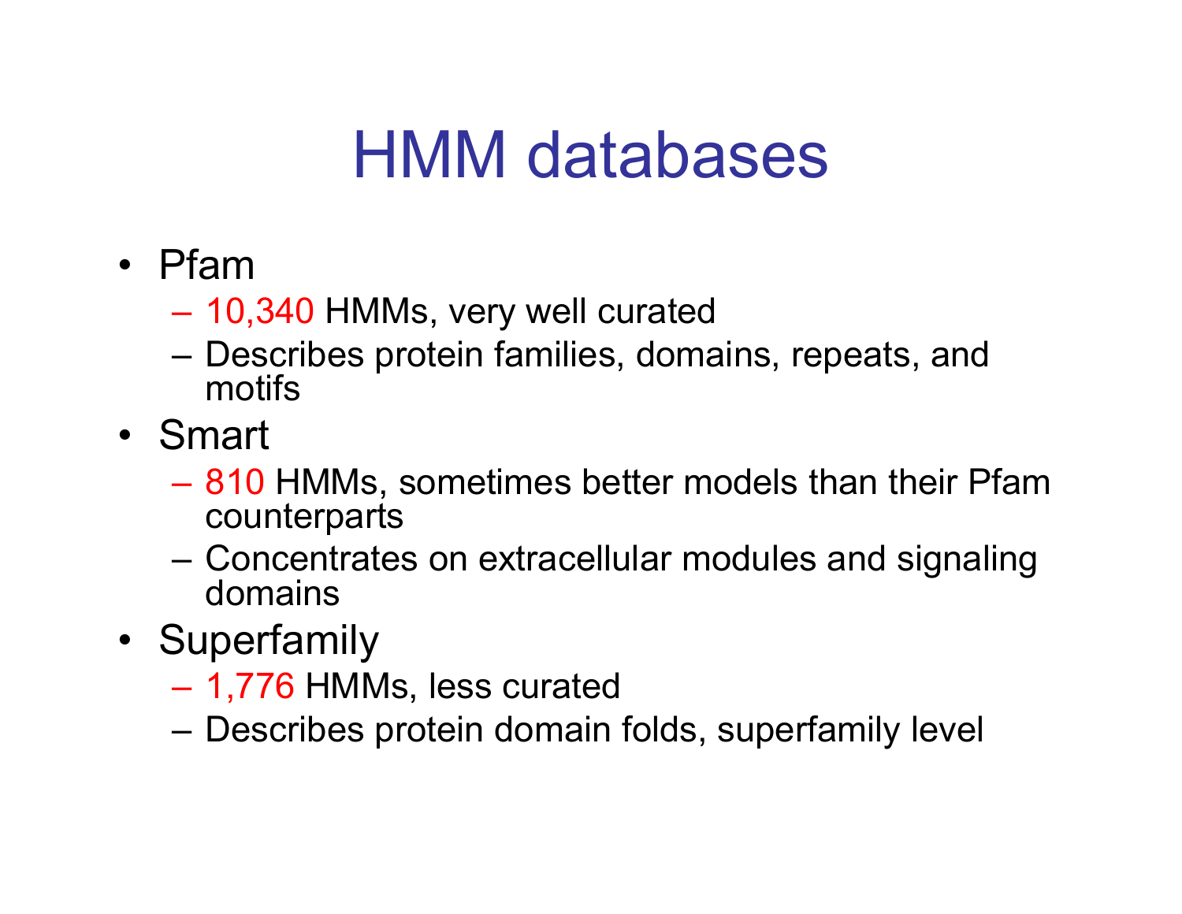# HMM databases

- Pfam
  - 10,340 HMMs, very well curated
  - Describes protein families, domains, repeats, and motifs
- Smart
  - 810 HMMs, sometimes better models than their Pfam counterparts
  - Concentrates on extracellular modules and signaling domains
- Superfamily
  - 1,776 HMMs, less curated
  - Describes protein domain folds, superfamily level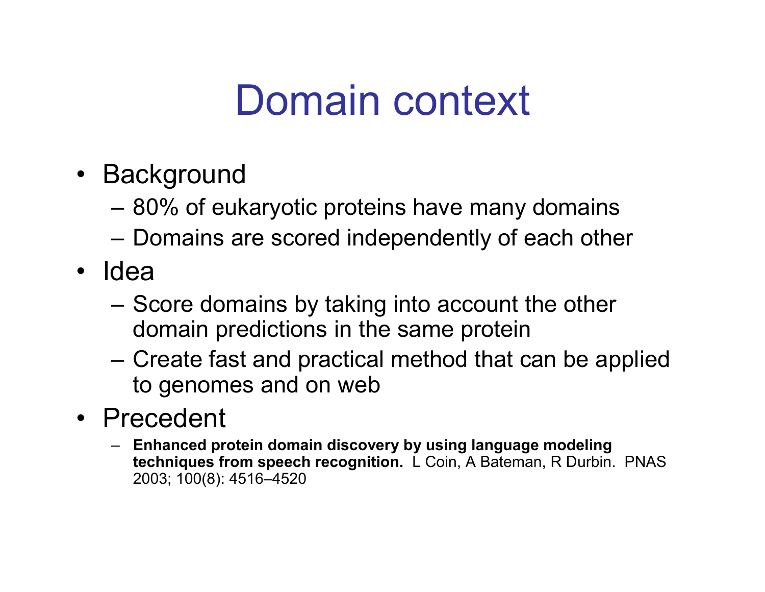# Domain context

- Background
  - 80% of eukaryotic proteins have many domains
  - Domains are scored independently of each other
- Idea
  - Score domains by taking into account the other domain predictions in the same protein
  - Create fast and practical method that can be applied to genomes and on web
- Precedent
  - **Enhanced protein domain discovery by using language modeling techniques from speech recognition.** L Coin, A Bateman, R Durbin. PNAS 2003; 100(8): 4516–4520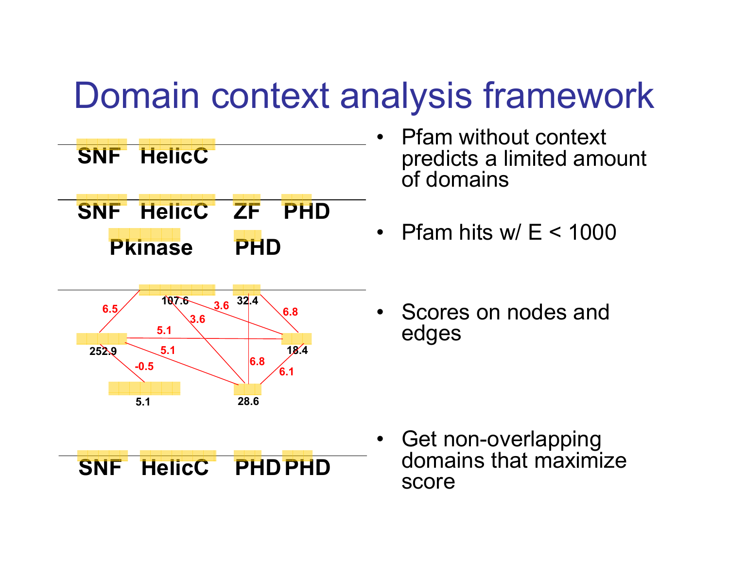# Domain context analysis framework

SNF HelicC

SNF HelicC ZF PHD

Pkinase PHD

107.6 32.4

6.5 3.6 6.8

3.6

5.1

252.9 18.4

5.1

6.8

-0.5 6.1

5.1 28.6

SNF HelicC PHD PHD

- Pfam without context predicts a limited amount of domains
- Pfam hits w/ E < 1000
- Scores on nodes and edges
- Get non-overlapping domains that maximize score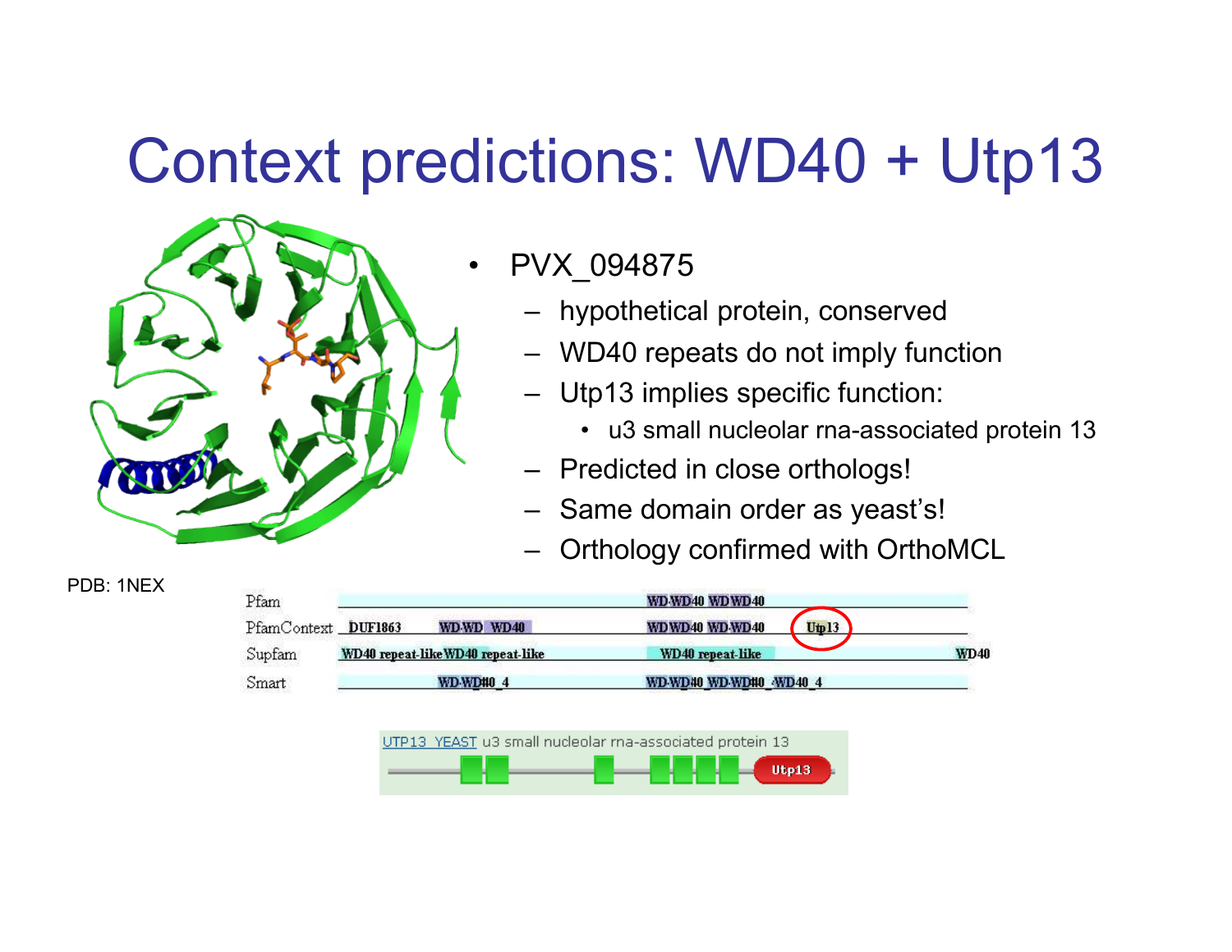# Context predictions: WD40 + Utp13

- PVX_094875
  - hypothetical protein, conserved
  - WD40 repeats do not imply function
  - Utp13 implies specific function:
    - u3 small nucleolar rna-associated protein 13
  - Predicted in close orthologs!
  - Same domain order as yeast's!
  - Orthology confirmed with OrthoMCL

PDB: 1NEX

| Source | Domains |
| --- | --- |
| Pfam | WD-WD40 WD WD40 |
| PfamContext | DUF1863, WD-WD WD40, WD WD40 WD-WD40, Utp13 |
| Supfam | WD40 repeat-like WD40 repeat-like, WD40 repeat-like, WD40 |
| Smart | WD-WD40_4, WD-WD40 WD-WD40_WD40_4 |

UTP13_YEAST u3 small nucleolar rna-associated protein 13

Utp13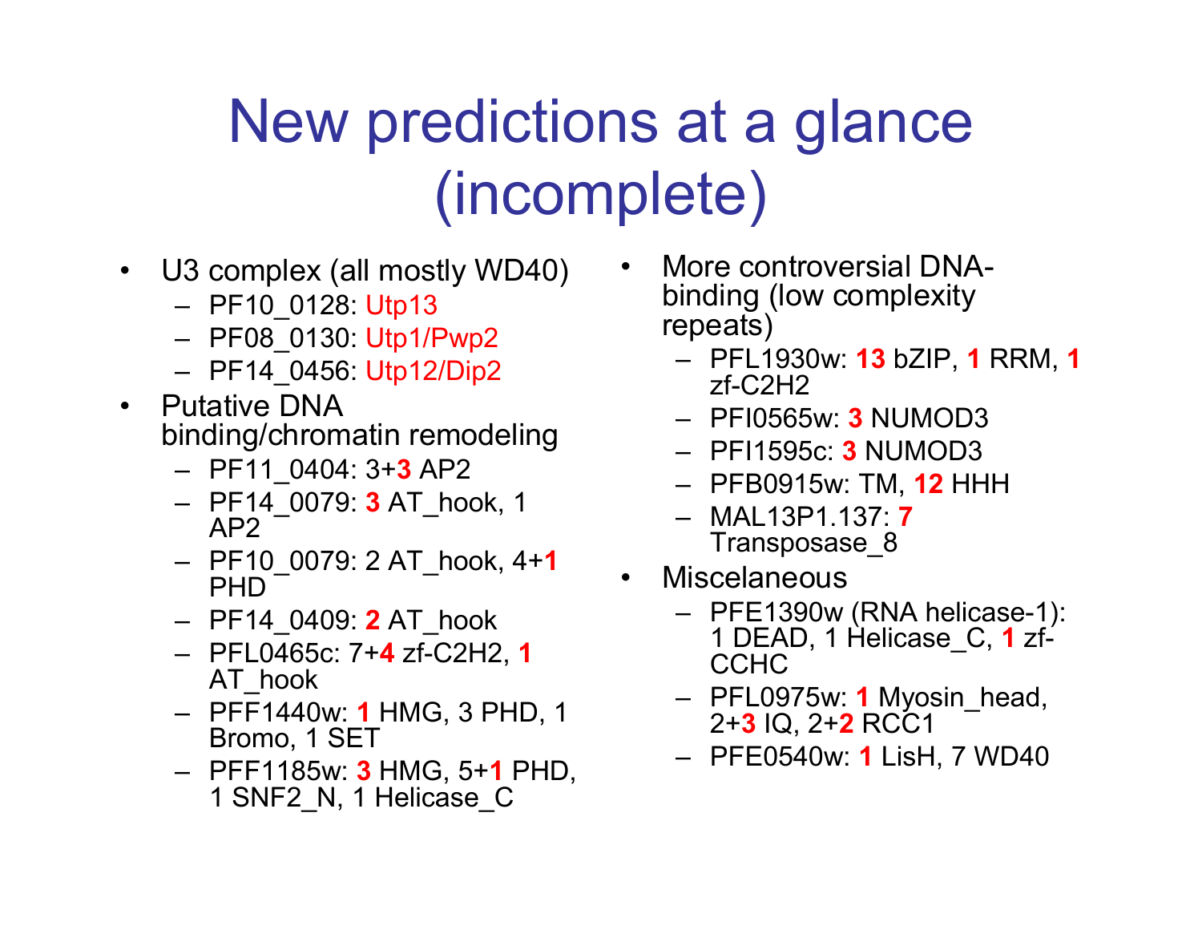# New predictions at a glance (incomplete)

- U3 complex (all mostly WD40)
  - PF10_0128: Utp13
  - PF08_0130: Utp1/Pwp2
  - PF14_0456: Utp12/Dip2
- Putative DNA binding/chromatin remodeling
  - PF11_0404: 3+**3** AP2
  - PF14_0079: **3** AT_hook, 1 AP2
  - PF10_0079: 2 AT_hook, 4+**1** PHD
  - PF14_0409: **2** AT_hook
  - PFL0465c: 7+**4** zf-C2H2, **1** AT_hook
  - PFF1440w: **1** HMG, 3 PHD, 1 Bromo, 1 SET
  - PFF1185w: **3** HMG, 5+**1** PHD, 1 SNF2_N, 1 Helicase_C
- More controversial DNA-binding (low complexity repeats)
  - PFL1930w: **13** bZIP, **1** RRM, **1** zf-C2H2
  - PFI0565w: **3** NUMOD3
  - PFI1595c: **3** NUMOD3
  - PFB0915w: TM, **12** HHH
  - MAL13P1.137: **7** Transposase_8
- Miscelaneous
  - PFE1390w (RNA helicase-1): 1 DEAD, 1 Helicase_C, **1** zf-CCHC
  - PFL0975w: **1** Myosin_head, 2+**3** IQ, 2+**2** RCC1
  - PFE0540w: **1** LisH, 7 WD40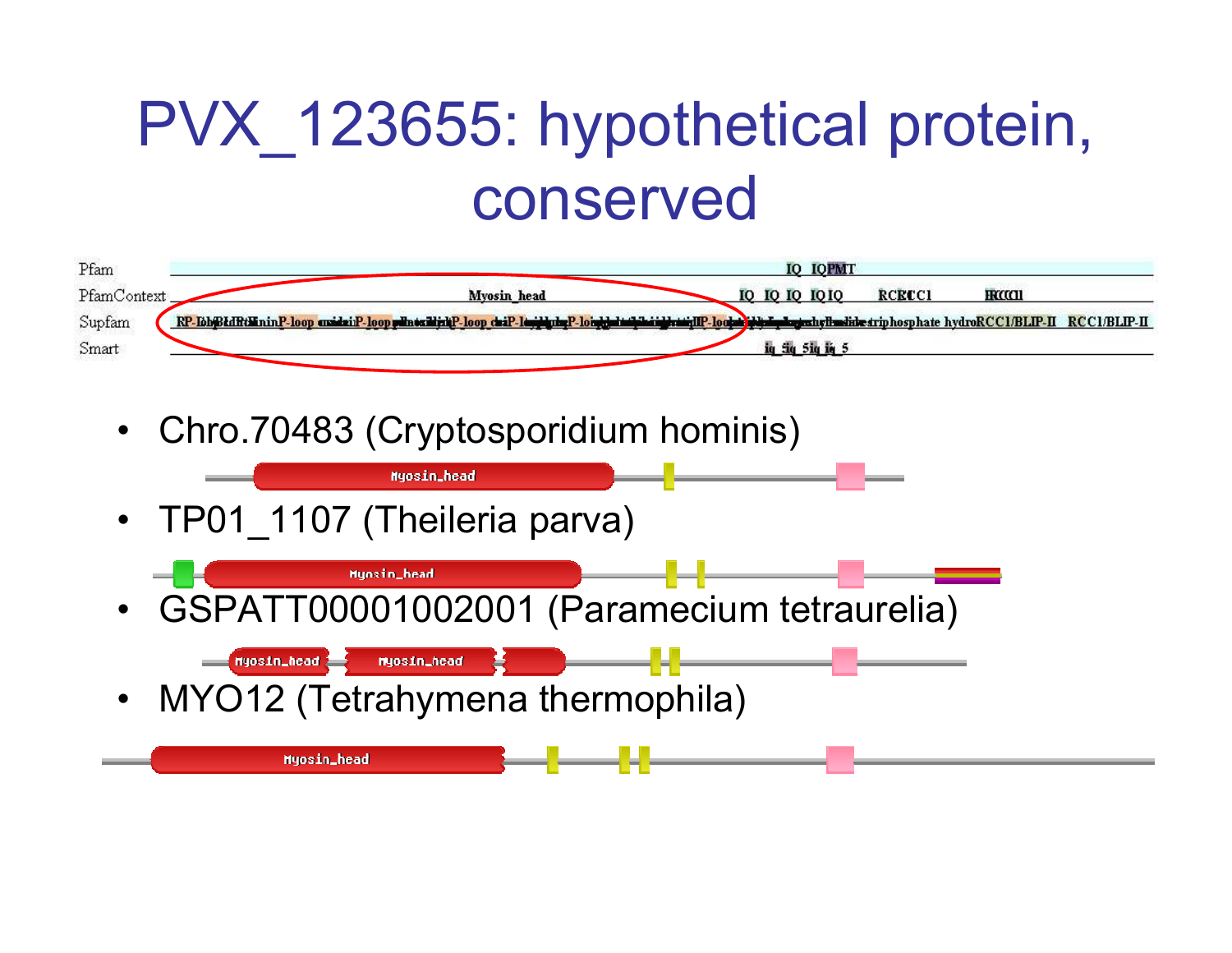# PVX_123655: hypothetical protein, conserved

- Chro.70483 (Cryptosporidium hominis)
- TP01_1107 (Theileria parva)
- GSPATT00001002001 (Paramecium tetraurelia)
- MYO12 (Tetrahymena thermophila)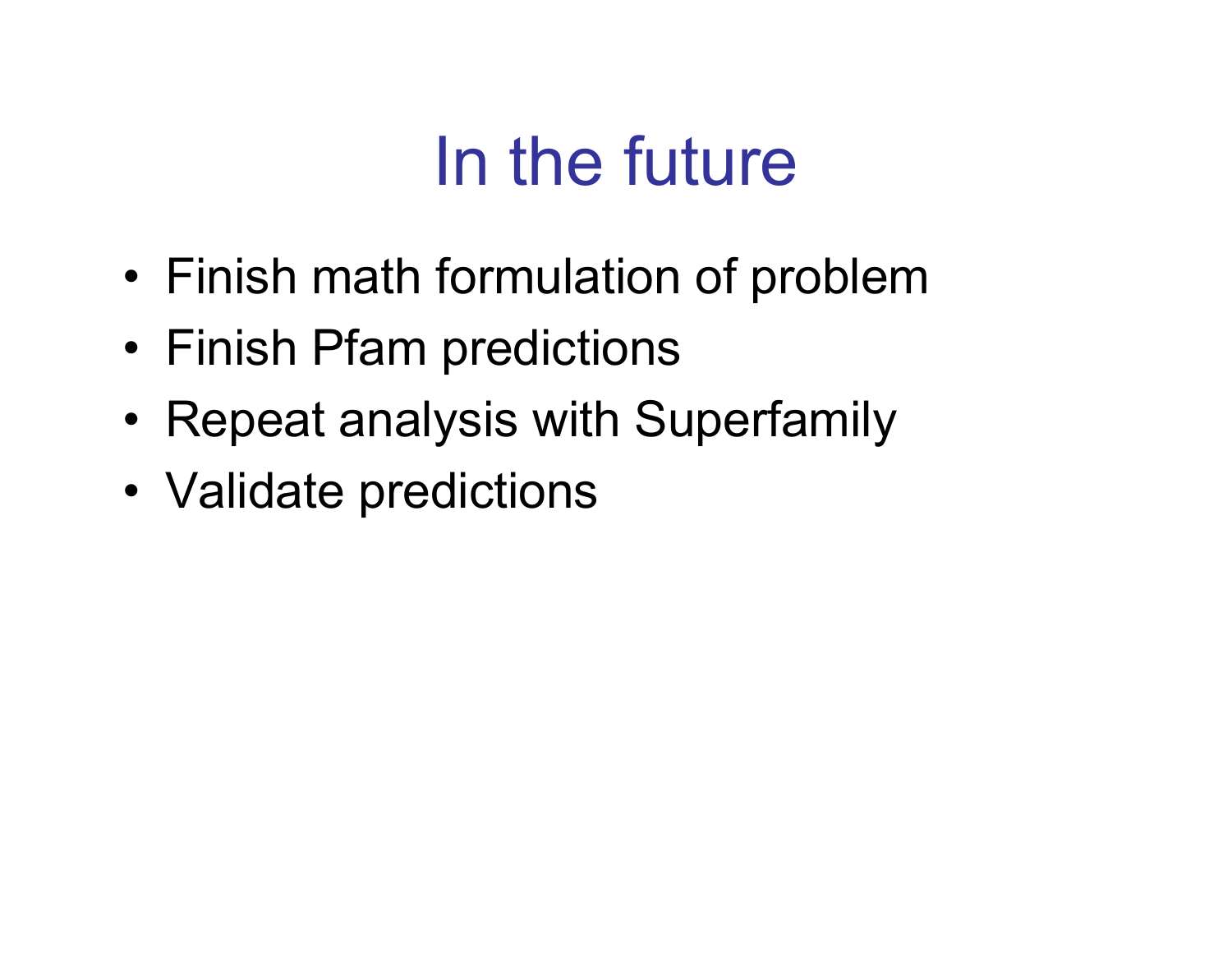# In the future

- Finish math formulation of problem
- Finish Pfam predictions
- Repeat analysis with Superfamily
- Validate predictions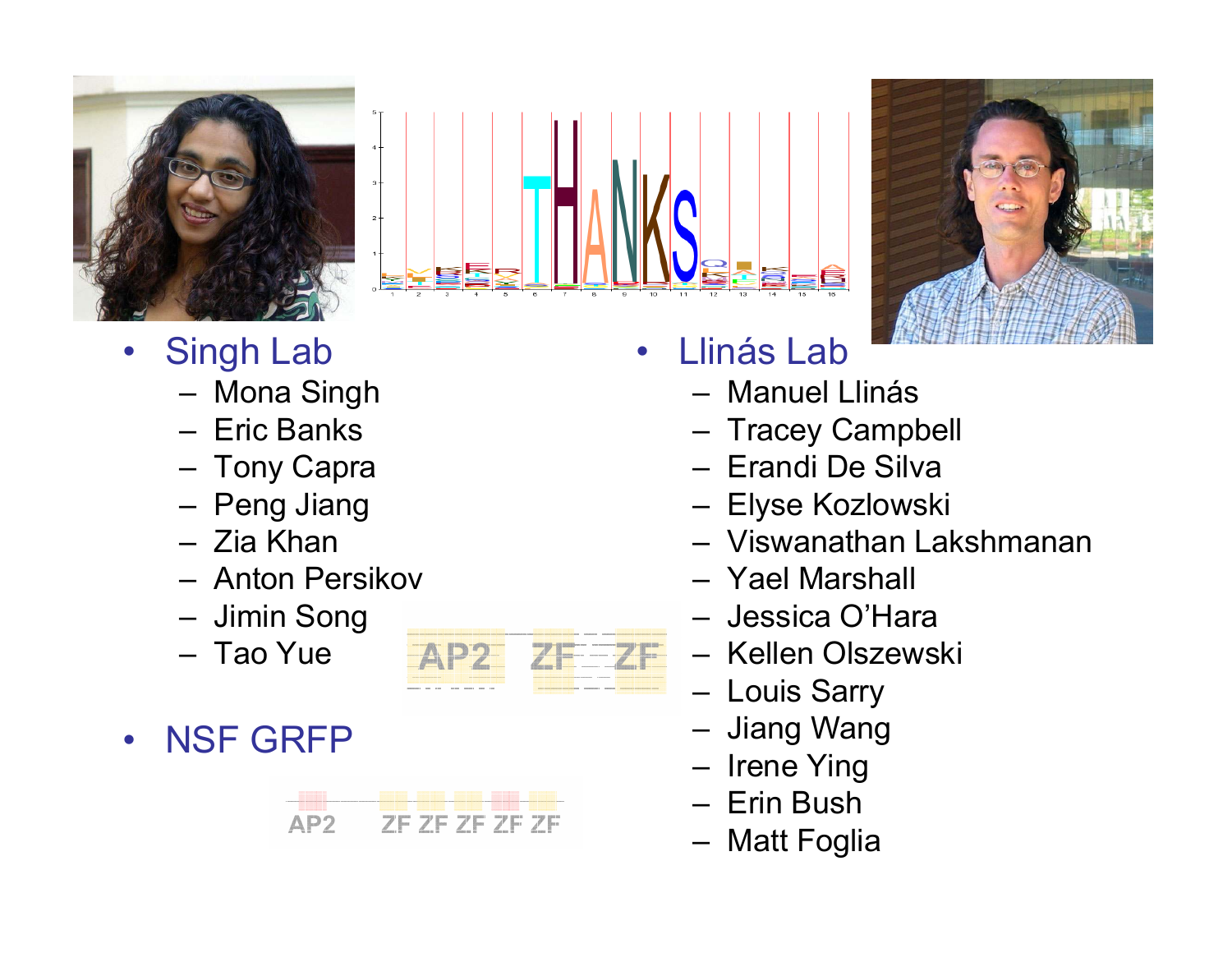- Singh Lab
  - Mona Singh
  - Eric Banks
  - Tony Capra
  - Peng Jiang
  - Zia Khan
  - Anton Persikov
  - Jimin Song
  - Tao Yue
- NSF GRFP

AP2 ZF ZF

AP2 ZF ZF ZF ZF ZF

- Llinás Lab
  - Manuel Llinás
  - Tracey Campbell
  - Erandi De Silva
  - Elyse Kozlowski
  - Viswanathan Lakshmanan
  - Yael Marshall
  - Jessica O'Hara
  - Kellen Olszewski
  - Louis Sarry
  - Jiang Wang
  - Irene Ying
  - Erin Bush
  - Matt Foglia